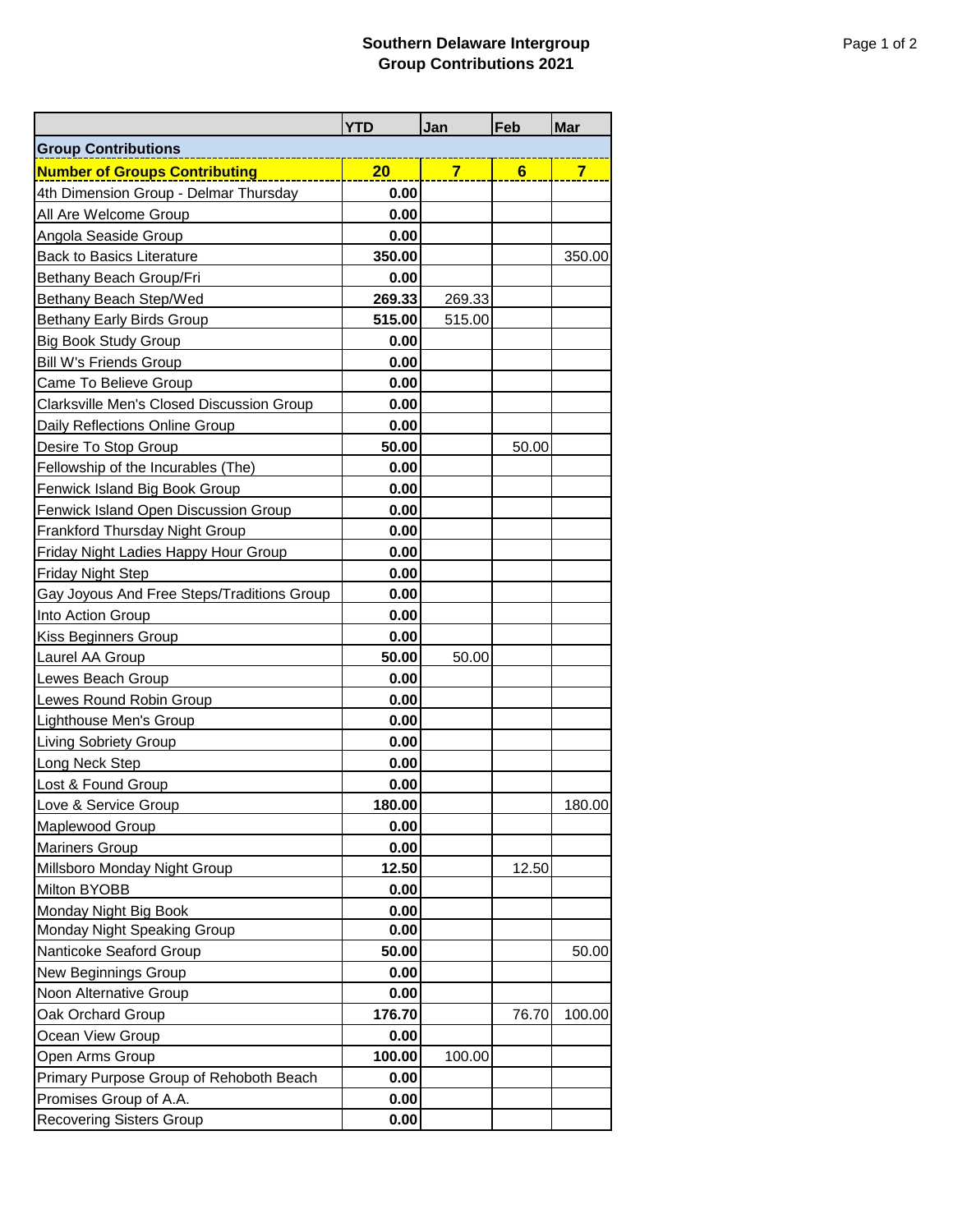# Southern Delaware Intergroup
## Group Contributions 2021

| | YTD | Jan | Feb | Mar |
|---|---|---|---|---|
| **Group Contributions** | | | | |
| **Number of Groups Contributing** | **20** | **7** | **6** | **7** |
| 4th Dimension Group - Delmar Thursday | **0.00** | | | |
| All Are Welcome Group | **0.00** | | | |
| Angola Seaside Group | **0.00** | | | |
| Back to Basics Literature | **350.00** | | | 350.00 |
| Bethany Beach Group/Fri | **0.00** | | | |
| Bethany Beach Step/Wed | **269.33** | 269.33 | | |
| Bethany Early Birds Group | **515.00** | 515.00 | | |
| Big Book Study Group | **0.00** | | | |
| Bill W's Friends Group | **0.00** | | | |
| Came To Believe Group | **0.00** | | | |
| Clarksville Men's Closed Discussion Group | **0.00** | | | |
| Daily Reflections Online Group | **0.00** | | | |
| Desire To Stop Group | **50.00** | | 50.00 | |
| Fellowship of the Incurables (The) | **0.00** | | | |
| Fenwick Island Big Book Group | **0.00** | | | |
| Fenwick Island Open Discussion Group | **0.00** | | | |
| Frankford Thursday Night Group | **0.00** | | | |
| Friday Night Ladies Happy Hour Group | **0.00** | | | |
| Friday Night Step | **0.00** | | | |
| Gay Joyous And Free Steps/Traditions Group | **0.00** | | | |
| Into Action Group | **0.00** | | | |
| Kiss Beginners Group | **0.00** | | | |
| Laurel AA Group | **50.00** | 50.00 | | |
| Lewes Beach Group | **0.00** | | | |
| Lewes Round Robin Group | **0.00** | | | |
| Lighthouse Men's Group | **0.00** | | | |
| Living Sobriety Group | **0.00** | | | |
| Long Neck Step | **0.00** | | | |
| Lost & Found Group | **0.00** | | | |
| Love & Service Group | **180.00** | | | 180.00 |
| Maplewood Group | **0.00** | | | |
| Mariners Group | **0.00** | | | |
| Millsboro Monday Night Group | **12.50** | | 12.50 | |
| Milton BYOBB | **0.00** | | | |
| Monday Night Big Book | **0.00** | | | |
| Monday Night Speaking Group | **0.00** | | | |
| Nanticoke Seaford Group | **50.00** | | | 50.00 |
| New Beginnings Group | **0.00** | | | |
| Noon Alternative Group | **0.00** | | | |
| Oak Orchard Group | **176.70** | | 76.70 | 100.00 |
| Ocean View Group | **0.00** | | | |
| Open Arms Group | **100.00** | 100.00 | | |
| Primary Purpose Group of Rehoboth Beach | **0.00** | | | |
| Promises Group of A.A. | **0.00** | | | |
| Recovering Sisters Group | **0.00** | | | |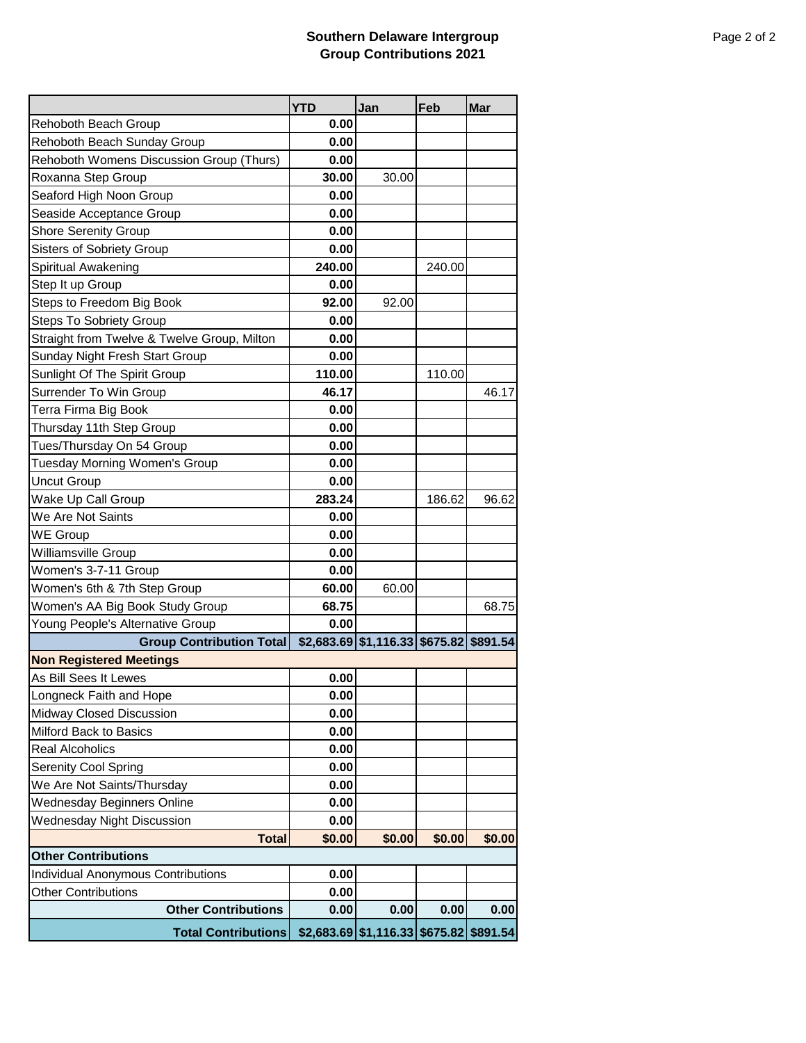## Southern Delaware Intergroup
## Group Contributions 2021

| | YTD | Jan | Feb | Mar |
|---|---|---|---|---|
| Rehoboth Beach Group | 0.00 | | | |
| Rehoboth Beach Sunday Group | 0.00 | | | |
| Rehoboth Womens Discussion Group (Thurs) | 0.00 | | | |
| Roxanna Step Group | 30.00 | 30.00 | | |
| Seaford High Noon Group | 0.00 | | | |
| Seaside Acceptance Group | 0.00 | | | |
| Shore Serenity Group | 0.00 | | | |
| Sisters of Sobriety Group | 0.00 | | | |
| Spiritual Awakening | 240.00 | | 240.00 | |
| Step It up Group | 0.00 | | | |
| Steps to Freedom Big Book | 92.00 | 92.00 | | |
| Steps To Sobriety Group | 0.00 | | | |
| Straight from Twelve & Twelve Group, Milton | 0.00 | | | |
| Sunday Night Fresh Start Group | 0.00 | | | |
| Sunlight Of The Spirit Group | 110.00 | | 110.00 | |
| Surrender To Win Group | 46.17 | | | 46.17 |
| Terra Firma Big Book | 0.00 | | | |
| Thursday 11th Step Group | 0.00 | | | |
| Tues/Thursday On 54 Group | 0.00 | | | |
| Tuesday Morning Women's Group | 0.00 | | | |
| Uncut Group | 0.00 | | | |
| Wake Up Call Group | 283.24 | | 186.62 | 96.62 |
| We Are Not Saints | 0.00 | | | |
| WE Group | 0.00 | | | |
| Williamsville Group | 0.00 | | | |
| Women's 3-7-11 Group | 0.00 | | | |
| Women's 6th & 7th Step Group | 60.00 | 60.00 | | |
| Women's AA Big Book Study Group | 68.75 | | | 68.75 |
| Young People's Alternative Group | 0.00 | | | |
| **Group Contribution Total** | **$2,683.69** | **$1,116.33** | **$675.82** | **$891.54** |
| **Non Registered Meetings** | | | | |
| As Bill Sees It Lewes | 0.00 | | | |
| Longneck Faith and Hope | 0.00 | | | |
| Midway Closed Discussion | 0.00 | | | |
| Milford Back to Basics | 0.00 | | | |
| Real Alcoholics | 0.00 | | | |
| Serenity Cool Spring | 0.00 | | | |
| We Are Not Saints/Thursday | 0.00 | | | |
| Wednesday Beginners Online | 0.00 | | | |
| Wednesday Night Discussion | 0.00 | | | |
| **Total** | **$0.00** | **$0.00** | **$0.00** | **$0.00** |
| **Other Contributions** | | | | |
| Individual Anonymous Contributions | 0.00 | | | |
| Other Contributions | 0.00 | | | |
| **Other Contributions** | **0.00** | **0.00** | **0.00** | **0.00** |
| **Total Contributions** | **$2,683.69** | **$1,116.33** | **$675.82** | **$891.54** |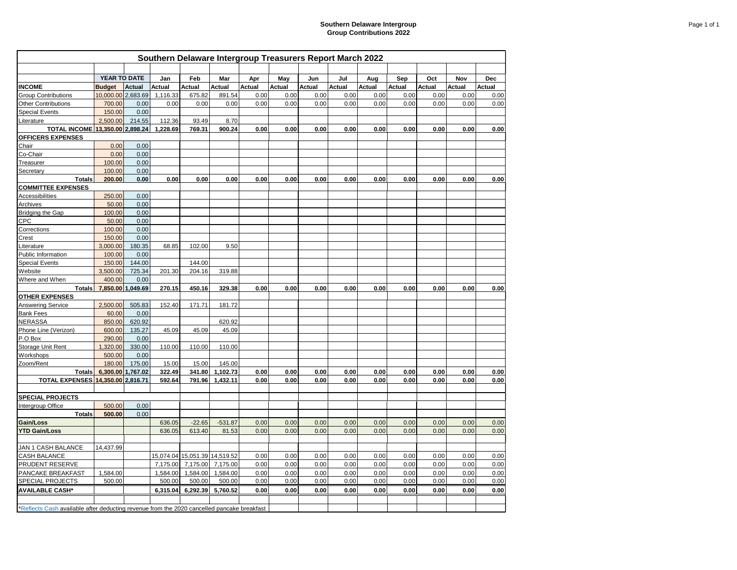# Southern Delaware Intergroup Treasurers Report March 2022

| | YEAR TO DATE | | Jan | Feb | Mar | Apr | May | Jun | Jul | Aug | Sep | Oct | Nov | Dec |
|---|---|---|---|---|---|---|---|---|---|---|---|---|---|---|
| **INCOME** | **Budget** | **Actual** | **Actual** | **Actual** | **Actual** | **Actual** | **Actual** | **Actual** | **Actual** | **Actual** | **Actual** | **Actual** | **Actual** | **Actual** |
| Group Contributions | 10,000.00 | 2,683.69 | 1,116.33 | 675.82 | 891.54 | 0.00 | 0.00 | 0.00 | 0.00 | 0.00 | 0.00 | 0.00 | 0.00 | 0.00 |
| Other Contributions | 700.00 | 0.00 | 0.00 | 0.00 | 0.00 | 0.00 | 0.00 | 0.00 | 0.00 | 0.00 | 0.00 | 0.00 | 0.00 | 0.00 |
| Special Events | 150.00 | 0.00 | | | | | | | | | | | | |
| Literature | 2,500.00 | 214.55 | 112.36 | 93.49 | 8.70 | | | | | | | | | |
| **TOTAL INCOME** | **13,350.00** | **2,898.24** | **1,228.69** | **769.31** | **900.24** | **0.00** | **0.00** | **0.00** | **0.00** | **0.00** | **0.00** | **0.00** | **0.00** | **0.00** |
| **OFFICERS EXPENSES** | | | | | | | | | | | | | | |
| Chair | 0.00 | 0.00 | | | | | | | | | | | | |
| Co-Chair | 0.00 | 0.00 | | | | | | | | | | | | |
| Treasurer | 100.00 | 0.00 | | | | | | | | | | | | |
| Secretary | 100.00 | 0.00 | | | | | | | | | | | | |
| **Totals** | **200.00** | **0.00** | **0.00** | **0.00** | **0.00** | **0.00** | **0.00** | **0.00** | **0.00** | **0.00** | **0.00** | **0.00** | **0.00** | **0.00** |
| **COMMITTEE EXPENSES** | | | | | | | | | | | | | | |
| Accessibilities | 250.00 | 0.00 | | | | | | | | | | | | |
| Archives | 50.00 | 0.00 | | | | | | | | | | | | |
| Bridging the Gap | 100.00 | 0.00 | | | | | | | | | | | | |
| CPC | 50.00 | 0.00 | | | | | | | | | | | | |
| Corrections | 100.00 | 0.00 | | | | | | | | | | | | |
| Crest | 150.00 | 0.00 | | | | | | | | | | | | |
| Literature | 3,000.00 | 180.35 | 68.85 | 102.00 | 9.50 | | | | | | | | | |
| Public Information | 100.00 | 0.00 | | | | | | | | | | | | |
| Special Events | 150.00 | 144.00 | | 144.00 | | | | | | | | | | |
| Website | 3,500.00 | 725.34 | 201.30 | 204.16 | 319.88 | | | | | | | | | |
| Where and When | 400.00 | 0.00 | | | | | | | | | | | | |
| **Totals** | **7,850.00** | **1,049.69** | **270.15** | **450.16** | **329.38** | **0.00** | **0.00** | **0.00** | **0.00** | **0.00** | **0.00** | **0.00** | **0.00** | **0.00** |
| **OTHER EXPENSES** | | | | | | | | | | | | | | |
| Answering Service | 2,500.00 | 505.83 | 152.40 | 171.71 | 181.72 | | | | | | | | | |
| Bank Fees | 60.00 | 0.00 | | | | | | | | | | | | |
| NERASSA | 850.00 | 620.92 | | | 620.92 | | | | | | | | | |
| Phone Line (Verizon) | 600.00 | 135.27 | 45.09 | 45.09 | 45.09 | | | | | | | | | |
| P.O Box | 290.00 | 0.00 | | | | | | | | | | | | |
| Storage Unit Rent | 1,320.00 | 330.00 | 110.00 | 110.00 | 110.00 | | | | | | | | | |
| Workshops | 500.00 | 0.00 | | | | | | | | | | | | |
| Zoom/Rent | 180.00 | 175.00 | 15.00 | 15.00 | 145.00 | | | | | | | | | |
| **Totals** | **6,300.00** | **1,767.02** | **322.49** | **341.80** | **1,102.73** | **0.00** | **0.00** | **0.00** | **0.00** | **0.00** | **0.00** | **0.00** | **0.00** | **0.00** |
| **TOTAL EXPENSES** | **14,350.00** | **2,816.71** | **592.64** | **791.96** | **1,432.11** | **0.00** | **0.00** | **0.00** | **0.00** | **0.00** | **0.00** | **0.00** | **0.00** | **0.00** |
| | | | | | | | | | | | | | | |
| **SPECIAL PROJECTS** | | | | | | | | | | | | | | |
| Intergroup Office | 500.00 | 0.00 | | | | | | | | | | | | |
| **Totals** | **500.00** | 0.00 | | | | | | | | | | | | |
| **Gain/Loss** | | | 636.05 | -22.65 | -531.87 | 0.00 | 0.00 | 0.00 | 0.00 | 0.00 | 0.00 | 0.00 | 0.00 | 0.00 |
| **YTD Gain/Loss** | | | 636.05 | 613.40 | 81.53 | 0.00 | 0.00 | 0.00 | 0.00 | 0.00 | 0.00 | 0.00 | 0.00 | 0.00 |
| | | | | | | | | | | | | | | |
| JAN 1 CASH BALANCE | 14,437.99 | | | | | | | | | | | | | |
| CASH BALANCE | | | 15,074.04 | 15,051.39 | 14,519.52 | 0.00 | 0.00 | 0.00 | 0.00 | 0.00 | 0.00 | 0.00 | 0.00 | 0.00 |
| PRUDENT RESERVE | | | 7,175.00 | 7,175.00 | 7,175.00 | 0.00 | 0.00 | 0.00 | 0.00 | 0.00 | 0.00 | 0.00 | 0.00 | 0.00 |
| PANCAKE BREAKFAST | 1,584.00 | | 1,584.00 | 1,584.00 | 1,584.00 | 0.00 | 0.00 | 0.00 | 0.00 | 0.00 | 0.00 | 0.00 | 0.00 | 0.00 |
| SPECIAL PROJECTS | 500.00 | | 500.00 | 500.00 | 500.00 | 0.00 | 0.00 | 0.00 | 0.00 | 0.00 | 0.00 | 0.00 | 0.00 | 0.00 |
| **AVAILABLE CASH*** | | | **6,315.04** | **6,292.39** | **5,760.52** | **0.00** | **0.00** | **0.00** | **0.00** | **0.00** | **0.00** | **0.00** | **0.00** | **0.00** |

*Reflects Cash available after deducting revenue from the 2020 cancelled pancake breakfast